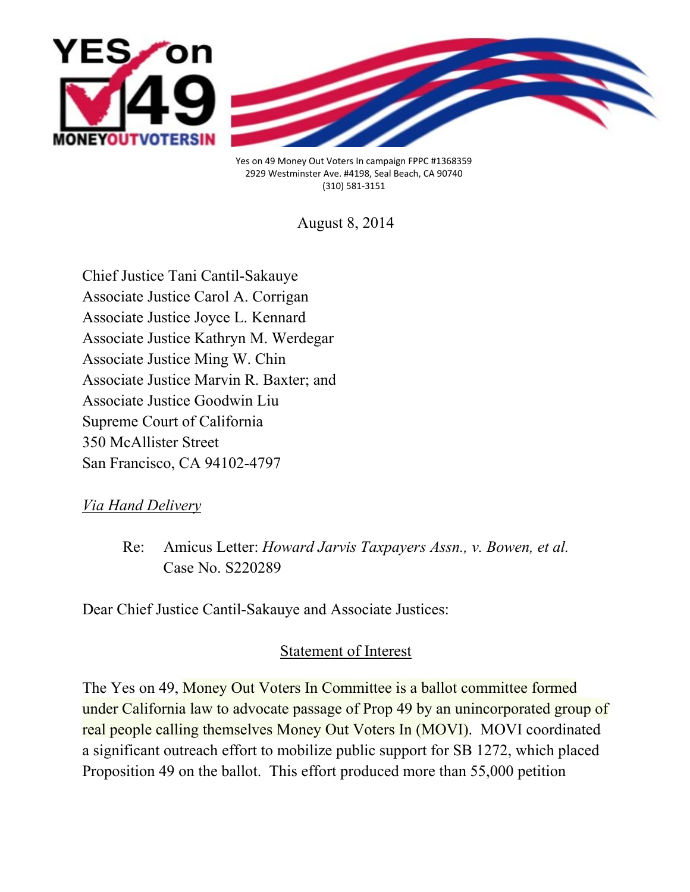YES on 49 MONEYOUTVOTERSIN

Yes on 49 Money Out Voters In campaign FPPC #1368359
2929 Westminster Ave. #4198, Seal Beach, CA 90740
(310) 581-3151

August 8, 2014

Chief Justice Tani Cantil-Sakauye
Associate Justice Carol A. Corrigan
Associate Justice Joyce L. Kennard
Associate Justice Kathryn M. Werdegar
Associate Justice Ming W. Chin
Associate Justice Marvin R. Baxter; and
Associate Justice Goodwin Liu
Supreme Court of California
350 McAllister Street
San Francisco, CA 94102-4797

_Via Hand Delivery_

Re: Amicus Letter: *Howard Jarvis Taxpayers Assn., v. Bowen, et al.*
Case No. S220289

Dear Chief Justice Cantil-Sakauye and Associate Justices:

## Statement of Interest

The Yes on 49, Money Out Voters In Committee is a ballot committee formed under California law to advocate passage of Prop 49 by an unincorporated group of real people calling themselves Money Out Voters In (MOVI). MOVI coordinated a significant outreach effort to mobilize public support for SB 1272, which placed Proposition 49 on the ballot. This effort produced more than 55,000 petition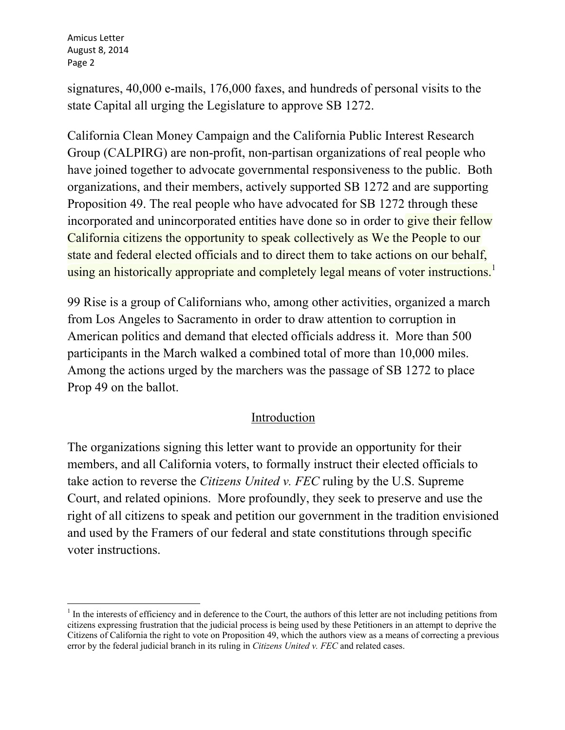signatures, 40,000 e-mails, 176,000 faxes, and hundreds of personal visits to the state Capital all urging the Legislature to approve SB 1272.

California Clean Money Campaign and the California Public Interest Research Group (CALPIRG) are non-profit, non-partisan organizations of real people who have joined together to advocate governmental responsiveness to the public. Both organizations, and their members, actively supported SB 1272 and are supporting Proposition 49. The real people who have advocated for SB 1272 through these incorporated and unincorporated entities have done so in order to give their fellow California citizens the opportunity to speak collectively as We the People to our state and federal elected officials and to direct them to take actions on our behalf, using an historically appropriate and completely legal means of voter instructions.[1]

99 Rise is a group of Californians who, among other activities, organized a march from Los Angeles to Sacramento in order to draw attention to corruption in American politics and demand that elected officials address it. More than 500 participants in the March walked a combined total of more than 10,000 miles. Among the actions urged by the marchers was the passage of SB 1272 to place Prop 49 on the ballot.

## Introduction

The organizations signing this letter want to provide an opportunity for their members, and all California voters, to formally instruct their elected officials to take action to reverse the *Citizens United v. FEC* ruling by the U.S. Supreme Court, and related opinions. More profoundly, they seek to preserve and use the right of all citizens to speak and petition our government in the tradition envisioned and used by the Framers of our federal and state constitutions through specific voter instructions.

---

[1] In the interests of efficiency and in deference to the Court, the authors of this letter are not including petitions from citizens expressing frustration that the judicial process is being used by these Petitioners in an attempt to deprive the Citizens of California the right to vote on Proposition 49, which the authors view as a means of correcting a previous error by the federal judicial branch in its ruling in *Citizens United v. FEC* and related cases.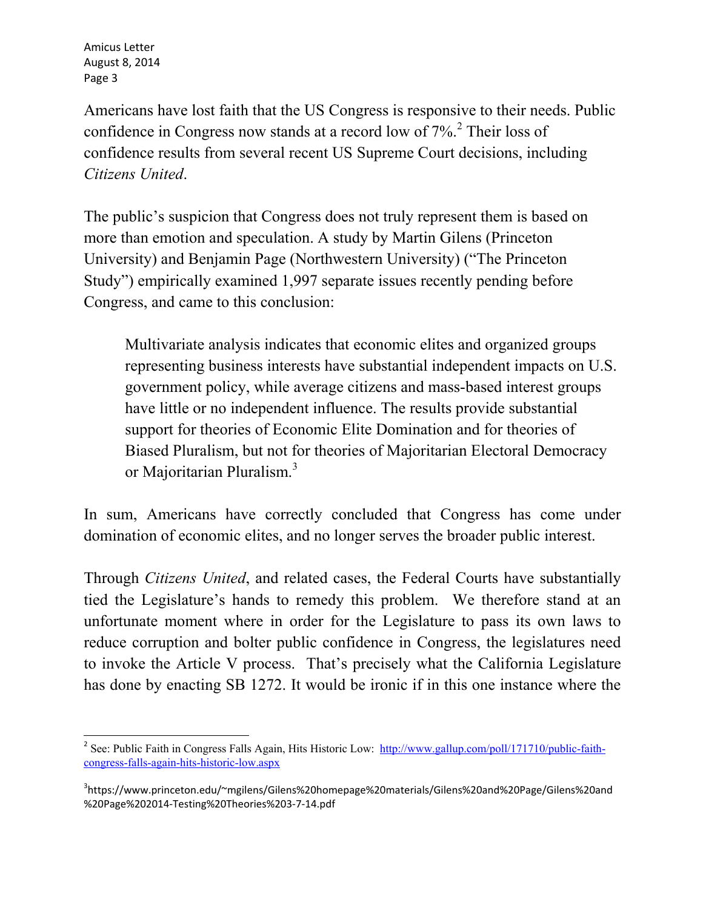Americans have lost faith that the US Congress is responsive to their needs. Public confidence in Congress now stands at a record low of 7%.[2] Their loss of confidence results from several recent US Supreme Court decisions, including *Citizens United*.

The public's suspicion that Congress does not truly represent them is based on more than emotion and speculation. A study by Martin Gilens (Princeton University) and Benjamin Page (Northwestern University) ("The Princeton Study") empirically examined 1,997 separate issues recently pending before Congress, and came to this conclusion:

> Multivariate analysis indicates that economic elites and organized groups representing business interests have substantial independent impacts on U.S. government policy, while average citizens and mass-based interest groups have little or no independent influence. The results provide substantial support for theories of Economic Elite Domination and for theories of Biased Pluralism, but not for theories of Majoritarian Electoral Democracy or Majoritarian Pluralism.[3]

In sum, Americans have correctly concluded that Congress has come under domination of economic elites, and no longer serves the broader public interest.

Through *Citizens United*, and related cases, the Federal Courts have substantially tied the Legislature's hands to remedy this problem. We therefore stand at an unfortunate moment where in order for the Legislature to pass its own laws to reduce corruption and bolter public confidence in Congress, the legislatures need to invoke the Article V process. That's precisely what the California Legislature has done by enacting SB 1272. It would be ironic if in this one instance where the

---

[2] See: Public Faith in Congress Falls Again, Hits Historic Low: http://www.gallup.com/poll/171710/public-faith-congress-falls-again-hits-historic-low.aspx

[3] https://www.princeton.edu/~mgilens/Gilens%20homepage%20materials/Gilens%20and%20Page/Gilens%20and%20Page%202014-Testing%20Theories%203-7-14.pdf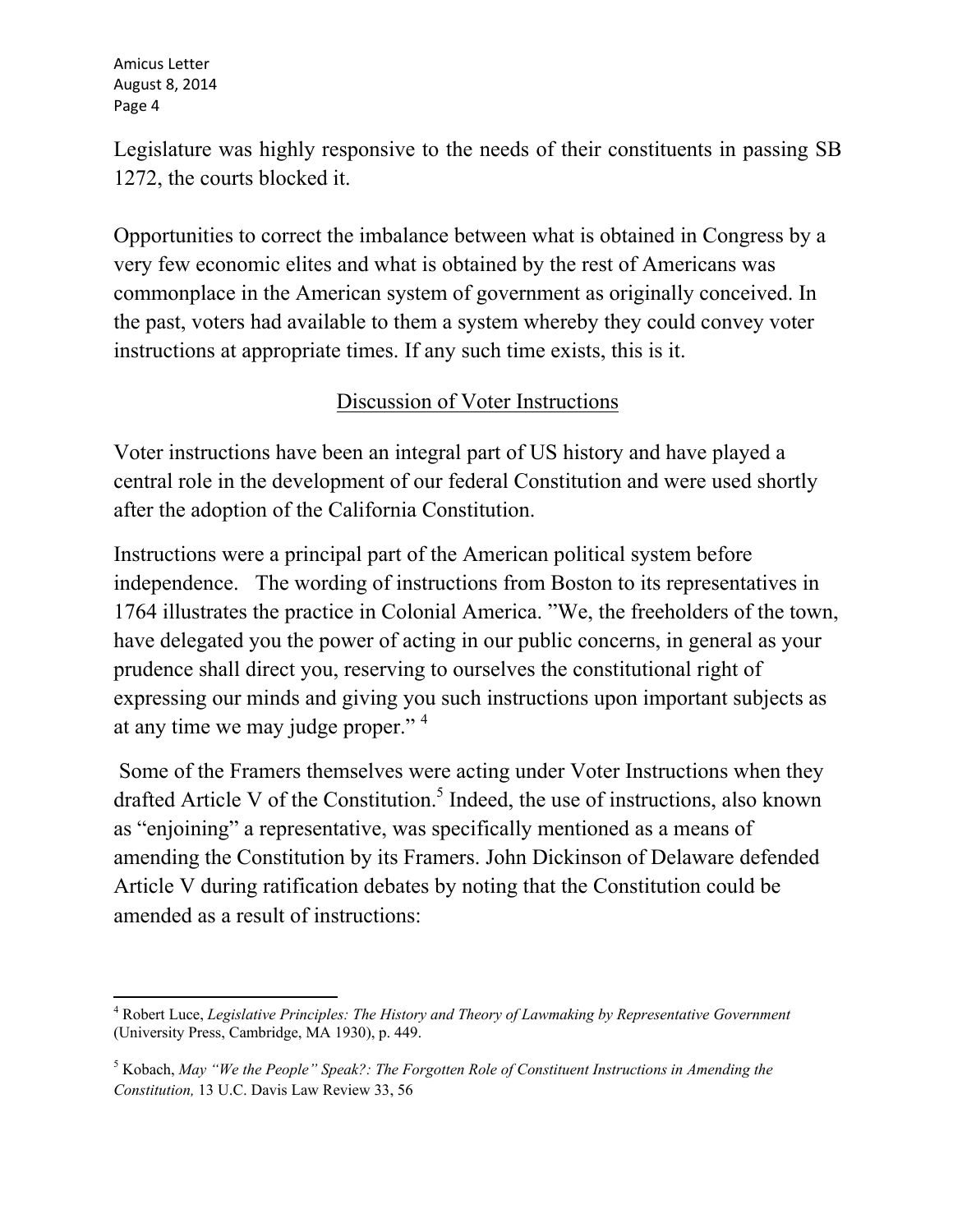Legislature was highly responsive to the needs of their constituents in passing SB 1272, the courts blocked it.

Opportunities to correct the imbalance between what is obtained in Congress by a very few economic elites and what is obtained by the rest of Americans was commonplace in the American system of government as originally conceived. In the past, voters had available to them a system whereby they could convey voter instructions at appropriate times. If any such time exists, this is it.

## Discussion of Voter Instructions

Voter instructions have been an integral part of US history and have played a central role in the development of our federal Constitution and were used shortly after the adoption of the California Constitution.

Instructions were a principal part of the American political system before independence. The wording of instructions from Boston to its representatives in 1764 illustrates the practice in Colonial America. "We, the freeholders of the town, have delegated you the power of acting in our public concerns, in general as your prudence shall direct you, reserving to ourselves the constitutional right of expressing our minds and giving you such instructions upon important subjects as at any time we may judge proper." [4]

Some of the Framers themselves were acting under Voter Instructions when they drafted Article V of the Constitution.[5] Indeed, the use of instructions, also known as "enjoining" a representative, was specifically mentioned as a means of amending the Constitution by its Framers. John Dickinson of Delaware defended Article V during ratification debates by noting that the Constitution could be amended as a result of instructions:

---

[4] Robert Luce, *Legislative Principles: The History and Theory of Lawmaking by Representative Government* (University Press, Cambridge, MA 1930), p. 449.

[5] Kobach, *May "We the People" Speak?: The Forgotten Role of Constituent Instructions in Amending the Constitution,* 13 U.C. Davis Law Review 33, 56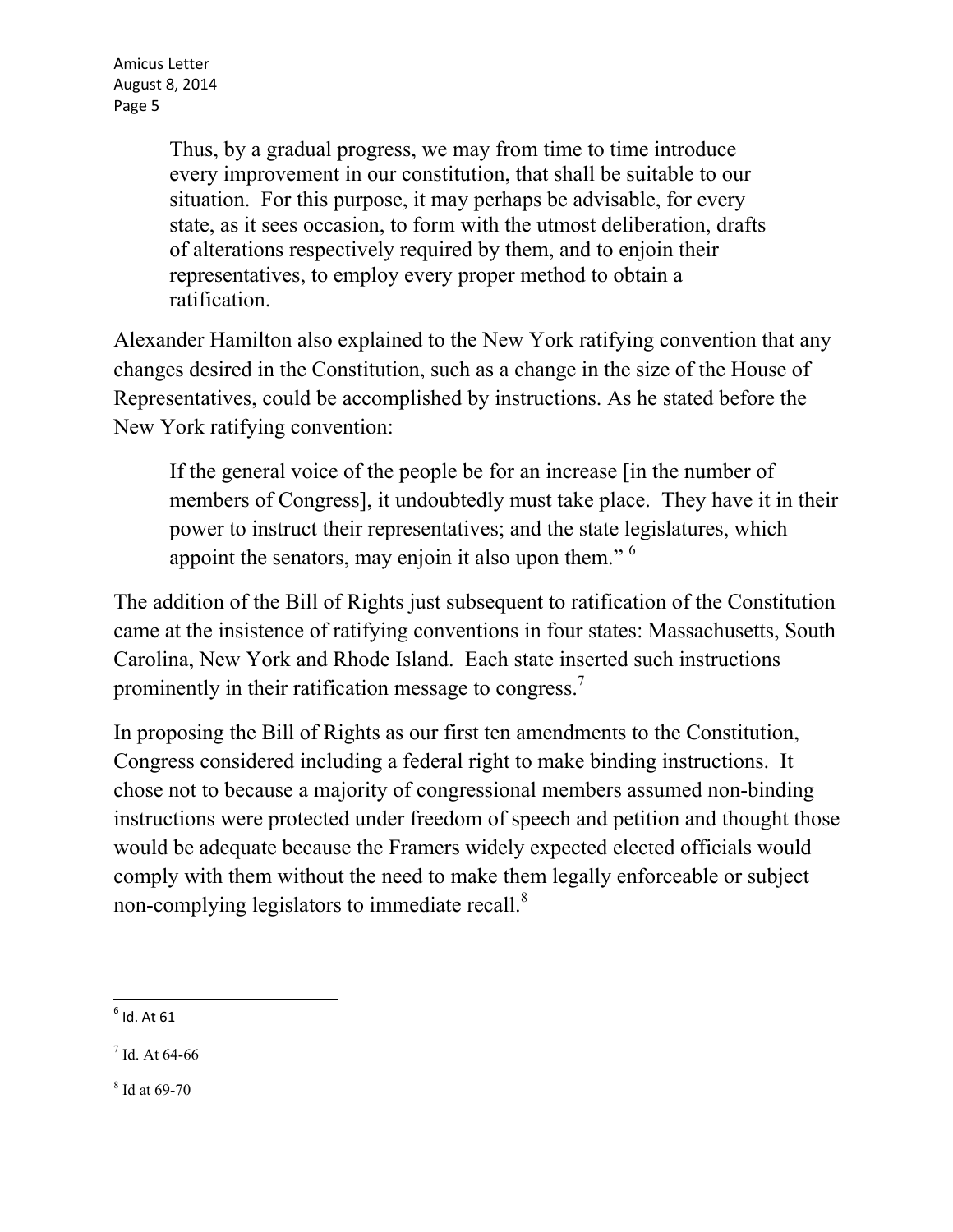> Thus, by a gradual progress, we may from time to time introduce every improvement in our constitution, that shall be suitable to our situation. For this purpose, it may perhaps be advisable, for every state, as it sees occasion, to form with the utmost deliberation, drafts of alterations respectively required by them, and to enjoin their representatives, to employ every proper method to obtain a ratification.

Alexander Hamilton also explained to the New York ratifying convention that any changes desired in the Constitution, such as a change in the size of the House of Representatives, could be accomplished by instructions. As he stated before the New York ratifying convention:

> If the general voice of the people be for an increase [in the number of members of Congress], it undoubtedly must take place. They have it in their power to instruct their representatives; and the state legislatures, which appoint the senators, may enjoin it also upon them." [6]

The addition of the Bill of Rights just subsequent to ratification of the Constitution came at the insistence of ratifying conventions in four states: Massachusetts, South Carolina, New York and Rhode Island. Each state inserted such instructions prominently in their ratification message to congress.[7]

In proposing the Bill of Rights as our first ten amendments to the Constitution, Congress considered including a federal right to make binding instructions. It chose not to because a majority of congressional members assumed non-binding instructions were protected under freedom of speech and petition and thought those would be adequate because the Framers widely expected elected officials would comply with them without the need to make them legally enforceable or subject non-complying legislators to immediate recall.[8]

---

[6] Id. At 61

[7] Id. At 64-66

[8] Id at 69-70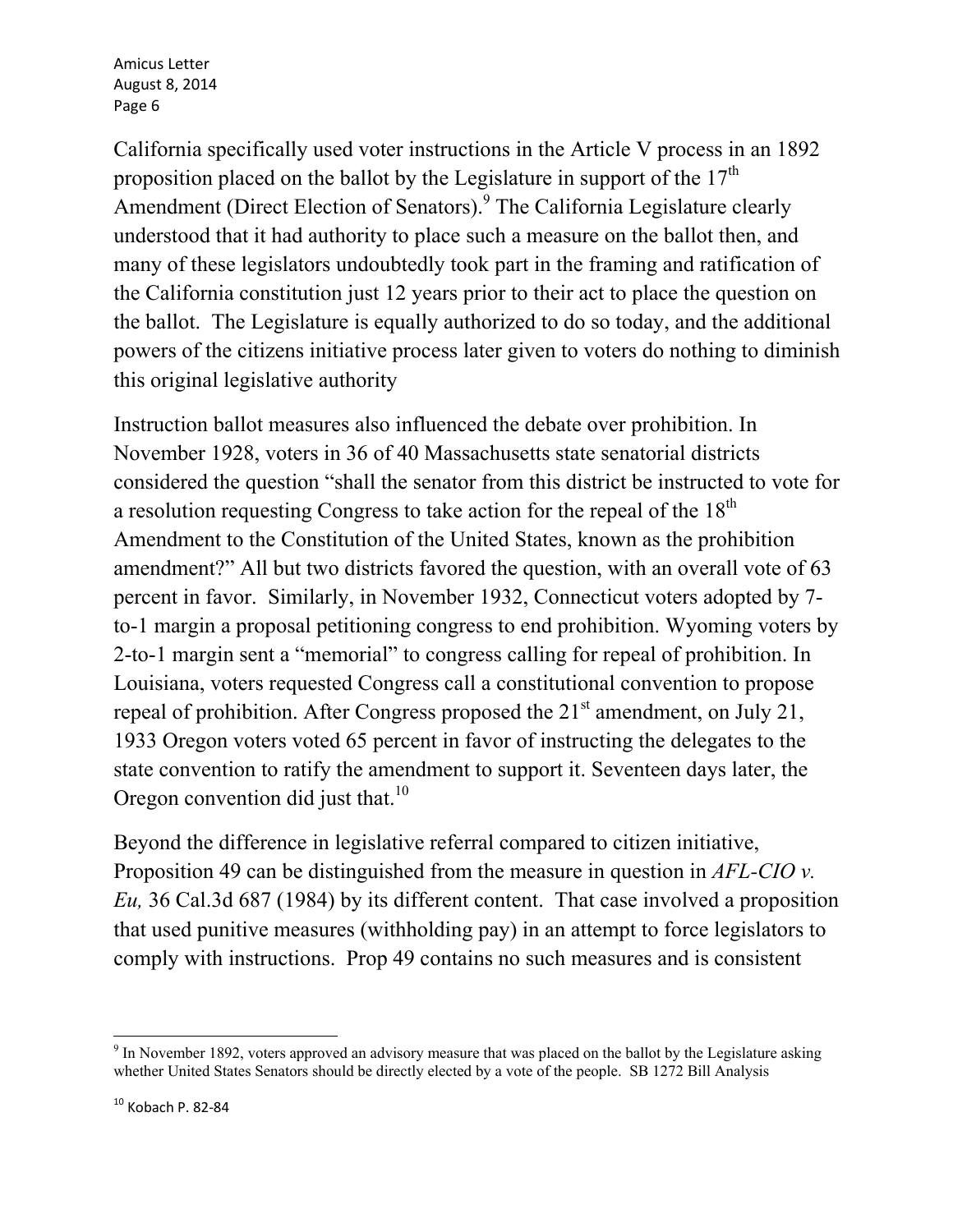California specifically used voter instructions in the Article V process in an 1892 proposition placed on the ballot by the Legislature in support of the 17th Amendment (Direct Election of Senators).[9] The California Legislature clearly understood that it had authority to place such a measure on the ballot then, and many of these legislators undoubtedly took part in the framing and ratification of the California constitution just 12 years prior to their act to place the question on the ballot. The Legislature is equally authorized to do so today, and the additional powers of the citizens initiative process later given to voters do nothing to diminish this original legislative authority

Instruction ballot measures also influenced the debate over prohibition. In November 1928, voters in 36 of 40 Massachusetts state senatorial districts considered the question "shall the senator from this district be instructed to vote for a resolution requesting Congress to take action for the repeal of the 18th Amendment to the Constitution of the United States, known as the prohibition amendment?" All but two districts favored the question, with an overall vote of 63 percent in favor. Similarly, in November 1932, Connecticut voters adopted by 7-to-1 margin a proposal petitioning congress to end prohibition. Wyoming voters by 2-to-1 margin sent a "memorial" to congress calling for repeal of prohibition. In Louisiana, voters requested Congress call a constitutional convention to propose repeal of prohibition. After Congress proposed the 21st amendment, on July 21, 1933 Oregon voters voted 65 percent in favor of instructing the delegates to the state convention to ratify the amendment to support it. Seventeen days later, the Oregon convention did just that.[10]

Beyond the difference in legislative referral compared to citizen initiative, Proposition 49 can be distinguished from the measure in question in *AFL-CIO v. Eu,* 36 Cal.3d 687 (1984) by its different content. That case involved a proposition that used punitive measures (withholding pay) in an attempt to force legislators to comply with instructions. Prop 49 contains no such measures and is consistent

---

[9] In November 1892, voters approved an advisory measure that was placed on the ballot by the Legislature asking whether United States Senators should be directly elected by a vote of the people. SB 1272 Bill Analysis

[10] Kobach P. 82-84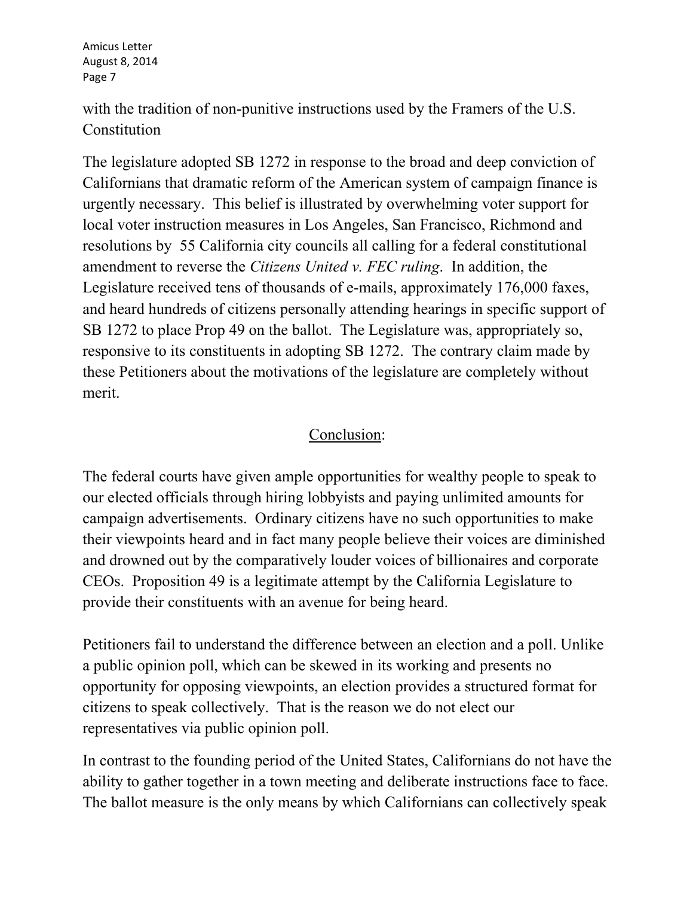with the tradition of non-punitive instructions used by the Framers of the U.S. Constitution

The legislature adopted SB 1272 in response to the broad and deep conviction of Californians that dramatic reform of the American system of campaign finance is urgently necessary. This belief is illustrated by overwhelming voter support for local voter instruction measures in Los Angeles, San Francisco, Richmond and resolutions by 55 California city councils all calling for a federal constitutional amendment to reverse the *Citizens United v. FEC ruling*. In addition, the Legislature received tens of thousands of e-mails, approximately 176,000 faxes, and heard hundreds of citizens personally attending hearings in specific support of SB 1272 to place Prop 49 on the ballot. The Legislature was, appropriately so, responsive to its constituents in adopting SB 1272. The contrary claim made by these Petitioners about the motivations of the legislature are completely without merit.

## Conclusion:

The federal courts have given ample opportunities for wealthy people to speak to our elected officials through hiring lobbyists and paying unlimited amounts for campaign advertisements. Ordinary citizens have no such opportunities to make their viewpoints heard and in fact many people believe their voices are diminished and drowned out by the comparatively louder voices of billionaires and corporate CEOs. Proposition 49 is a legitimate attempt by the California Legislature to provide their constituents with an avenue for being heard.

Petitioners fail to understand the difference between an election and a poll. Unlike a public opinion poll, which can be skewed in its working and presents no opportunity for opposing viewpoints, an election provides a structured format for citizens to speak collectively. That is the reason we do not elect our representatives via public opinion poll.

In contrast to the founding period of the United States, Californians do not have the ability to gather together in a town meeting and deliberate instructions face to face. The ballot measure is the only means by which Californians can collectively speak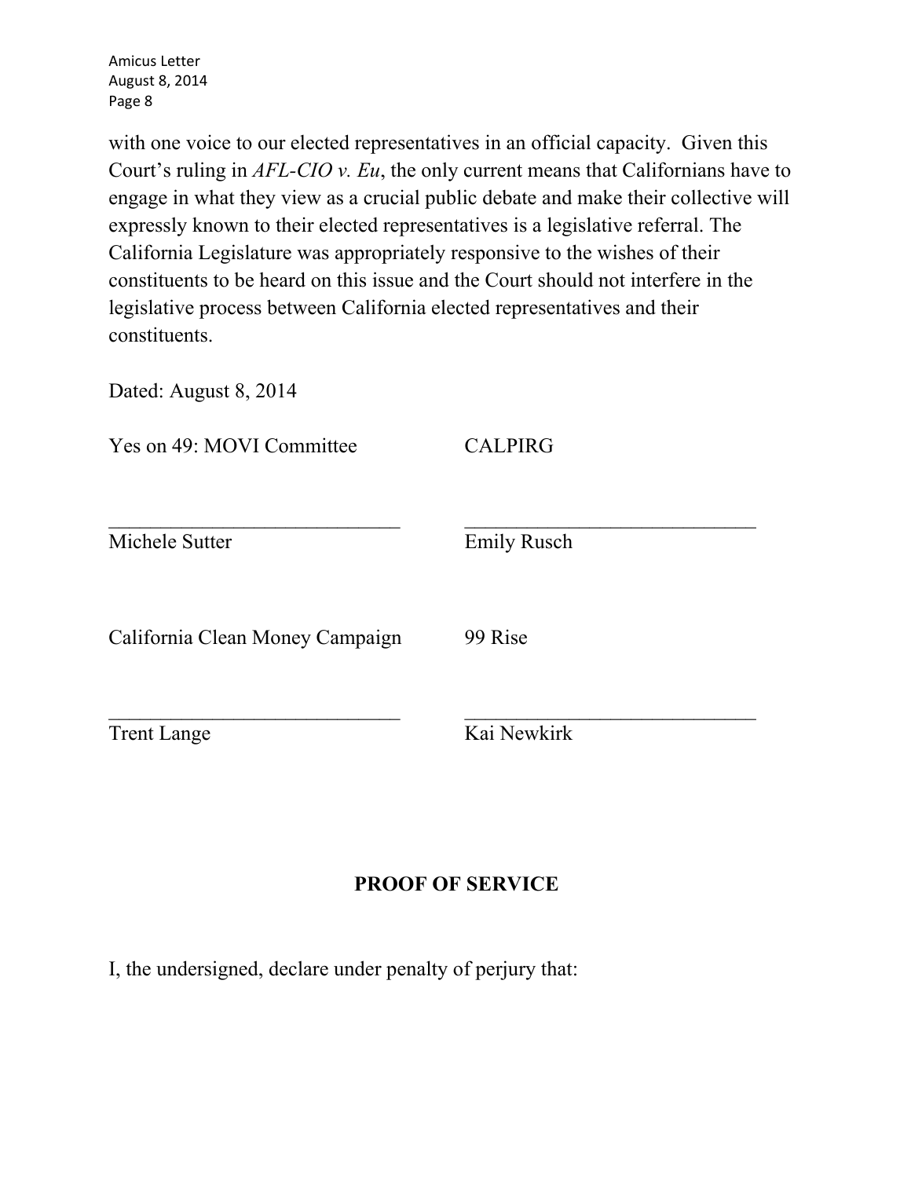with one voice to our elected representatives in an official capacity. Given this Court's ruling in *AFL-CIO v. Eu*, the only current means that Californians have to engage in what they view as a crucial public debate and make their collective will expressly known to their elected representatives is a legislative referral. The California Legislature was appropriately responsive to the wishes of their constituents to be heard on this issue and the Court should not interfere in the legislative process between California elected representatives and their constituents.

Dated: August 8, 2014

| Yes on 49: MOVI Committee | CALPIRG |
|---|---|
| _____________________________ | _____________________________ |
| Michele Sutter | Emily Rusch |
| California Clean Money Campaign | 99 Rise |
| _____________________________ | _____________________________ |
| Trent Lange | Kai Newkirk |

## PROOF OF SERVICE

I, the undersigned, declare under penalty of perjury that: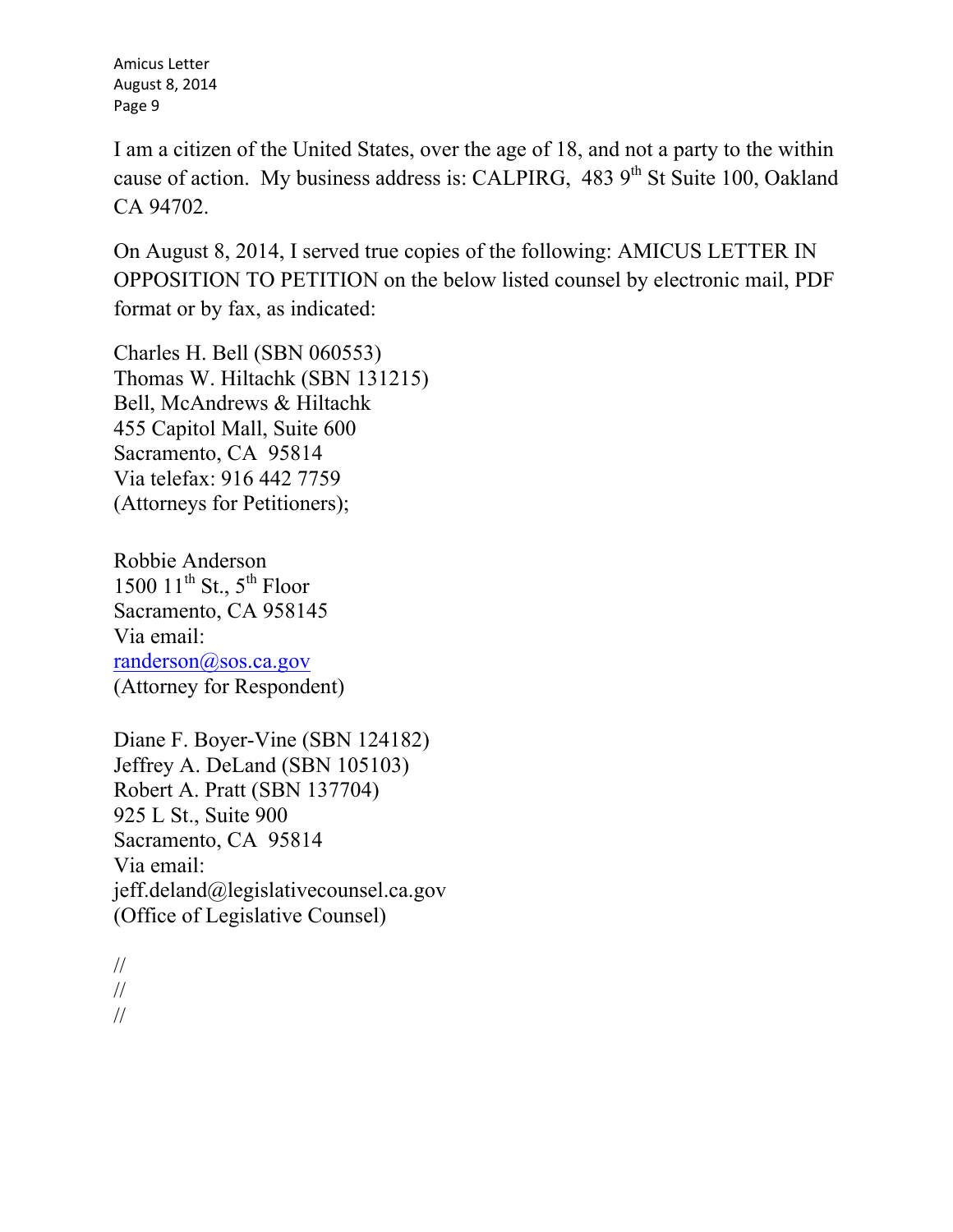I am a citizen of the United States, over the age of 18, and not a party to the within cause of action. My business address is: CALPIRG, 483 9th St Suite 100, Oakland CA 94702.

On August 8, 2014, I served true copies of the following: AMICUS LETTER IN OPPOSITION TO PETITION on the below listed counsel by electronic mail, PDF format or by fax, as indicated:

Charles H. Bell (SBN 060553)
Thomas W. Hiltachk (SBN 131215)
Bell, McAndrews & Hiltachk
455 Capitol Mall, Suite 600
Sacramento, CA 95814
Via telefax: 916 442 7759
(Attorneys for Petitioners);

Robbie Anderson
1500 11th St., 5th Floor
Sacramento, CA 958145
Via email:
randerson@sos.ca.gov
(Attorney for Respondent)

Diane F. Boyer-Vine (SBN 124182)
Jeffrey A. DeLand (SBN 105103)
Robert A. Pratt (SBN 137704)
925 L St., Suite 900
Sacramento, CA 95814
Via email:
jeff.deland@legislativecounsel.ca.gov
(Office of Legislative Counsel)

//
//
//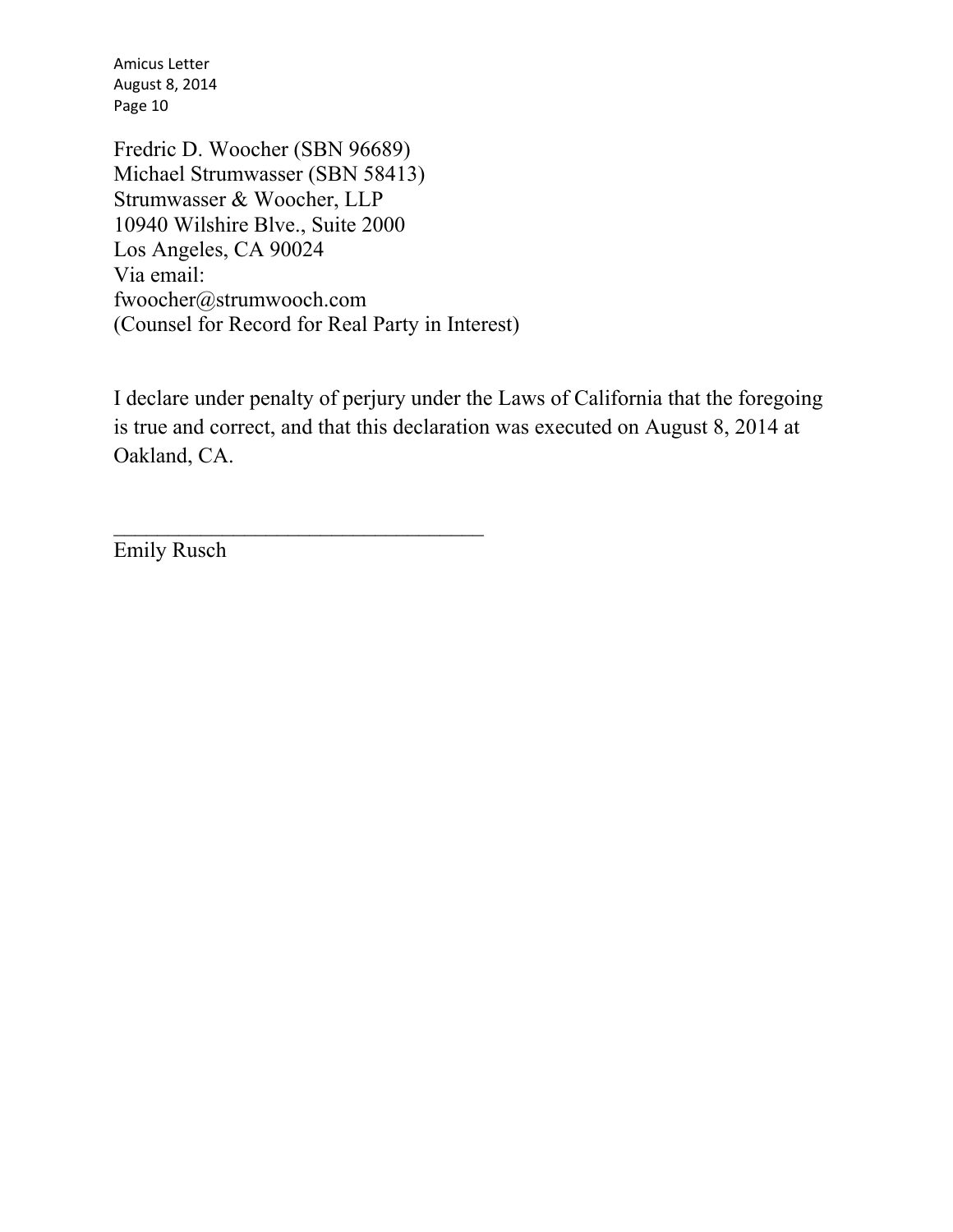Fredric D. Woocher (SBN 96689)
Michael Strumwasser (SBN 58413)
Strumwasser & Woocher, LLP
10940 Wilshire Blve., Suite 2000
Los Angeles, CA 90024
Via email:
fwoocher@strumwooch.com
(Counsel for Record for Real Party in Interest)

I declare under penalty of perjury under the Laws of California that the foregoing is true and correct, and that this declaration was executed on August 8, 2014 at Oakland, CA.

___________________________________
Emily Rusch